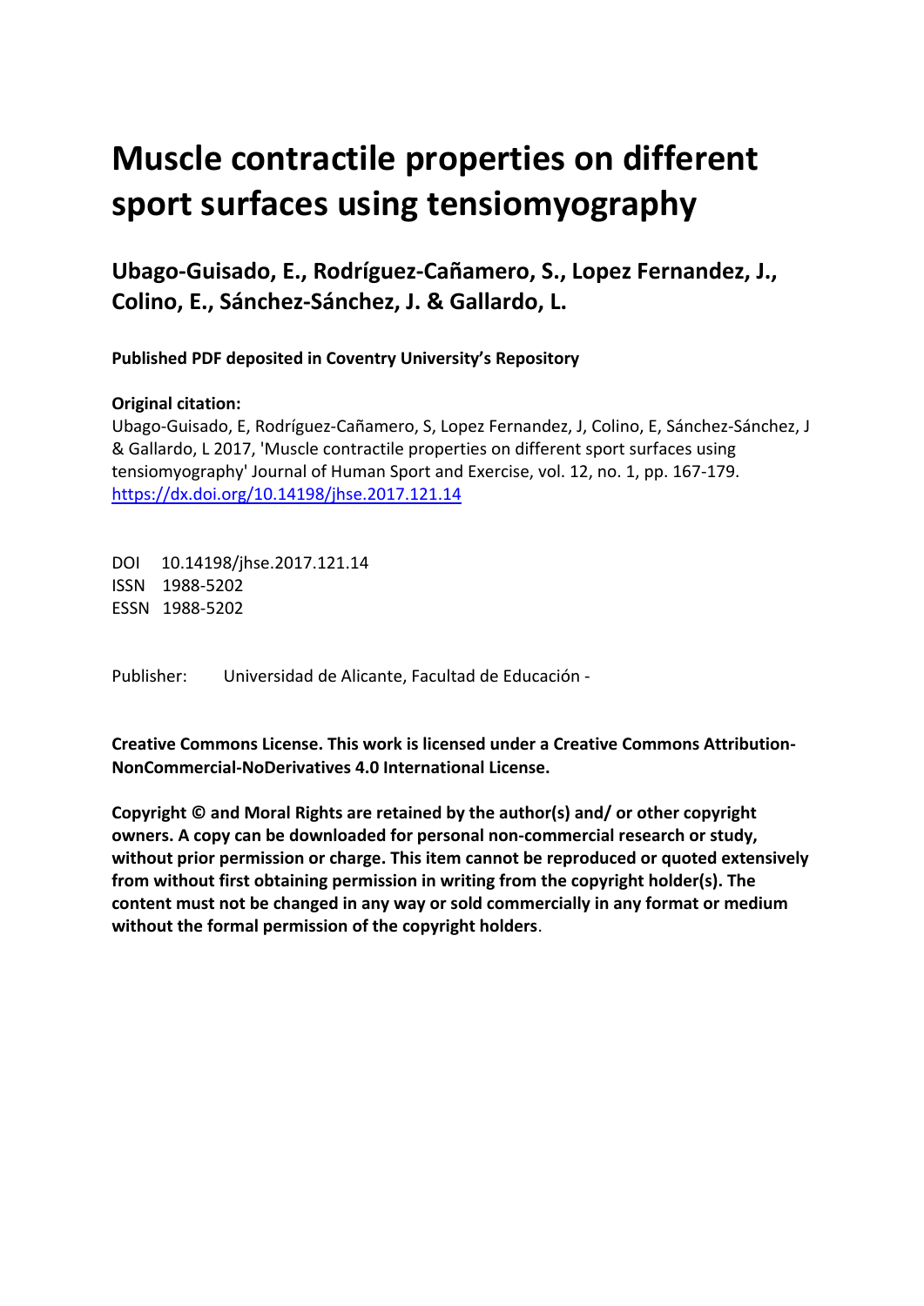# Muscle contractile properties on different sport surfaces using tensiomyography

**Ubago-Guisado, E., Rodríguez-Cañamero, S., Lopez Fernandez, J., Colino, E., Sánchez-Sánchez, J. & Gallardo, L.**

**Published PDF deposited in Coventry University's Repository**

**Original citation:**
Ubago-Guisado, E, Rodríguez-Cañamero, S, Lopez Fernandez, J, Colino, E, Sánchez-Sánchez, J & Gallardo, L 2017, 'Muscle contractile properties on different sport surfaces using tensiomyography' Journal of Human Sport and Exercise, vol. 12, no. 1, pp. 167-179.
https://dx.doi.org/10.14198/jhse.2017.121.14

DOI 10.14198/jhse.2017.121.14
ISSN 1988-5202
ESSN 1988-5202

Publisher: Universidad de Alicante, Facultad de Educación -

**Creative Commons License. This work is licensed under a Creative Commons Attribution-NonCommercial-NoDerivatives 4.0 International License.**

**Copyright © and Moral Rights are retained by the author(s) and/ or other copyright owners. A copy can be downloaded for personal non-commercial research or study, without prior permission or charge. This item cannot be reproduced or quoted extensively from without first obtaining permission in writing from the copyright holder(s). The content must not be changed in any way or sold commercially in any format or medium without the formal permission of the copyright holders**.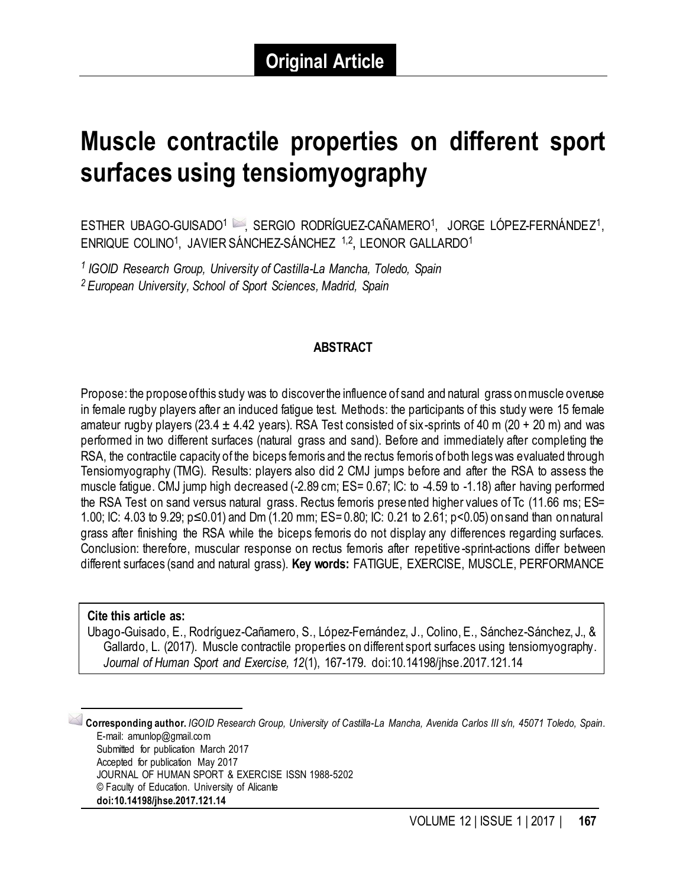**Original Article**

# Muscle contractile properties on different sport surfaces using tensiomyography

ESTHER UBAGO-GUISADO[1] ✉, SERGIO RODRÍGUEZ-CAÑAMERO[1], JORGE LÓPEZ-FERNÁNDEZ[1], ENRIQUE COLINO[1], JAVIER SÁNCHEZ-SÁNCHEZ [1,2], LEONOR GALLARDO[1]

*[1] IGOID Research Group, University of Castilla-La Mancha, Toledo, Spain*
*[2] European University, School of Sport Sciences, Madrid, Spain*

## ABSTRACT

Propose: the propose of this study was to discover the influence of sand and natural grass on muscle overuse in female rugby players after an induced fatigue test. Methods: the participants of this study were 15 female amateur rugby players (23.4 ± 4.42 years). RSA Test consisted of six-sprints of 40 m (20 + 20 m) and was performed in two different surfaces (natural grass and sand). Before and immediately after completing the RSA, the contractile capacity of the biceps femoris and the rectus femoris of both legs was evaluated through Tensiomyography (TMG). Results: players also did 2 CMJ jumps before and after the RSA to assess the muscle fatigue. CMJ jump high decreased (-2.89 cm; ES= 0.67; IC: to -4.59 to -1.18) after having performed the RSA Test on sand versus natural grass. Rectus femoris presented higher values of Tc (11.66 ms; ES= 1.00; IC: 4.03 to 9.29; $p \leq 0.01$) and Dm (1.20 mm; ES= 0.80; IC: 0.21 to 2.61; $p < 0.05$) on sand than on natural grass after finishing the RSA while the biceps femoris do not display any differences regarding surfaces. Conclusion: therefore, muscular response on rectus femoris after repetitive-sprint-actions differ between different surfaces (sand and natural grass). **Key words:** FATIGUE, EXERCISE, MUSCLE, PERFORMANCE

> **Cite this article as:**
> Ubago-Guisado, E., Rodríguez-Cañamero, S., López-Fernández, J., Colino, E., Sánchez-Sánchez, J., & Gallardo, L. (2017). Muscle contractile properties on different sport surfaces using tensiomyography. *Journal of Human Sport and Exercise, 12*(1), 167-179. doi:10.14198/jhse.2017.121.14

✉ **Corresponding author.** *IGOID Research Group, University of Castilla-La Mancha, Avenida Carlos III s/n, 45071 Toledo, Spain.*
E-mail: amunlop@gmail.com
Submitted for publication March 2017
Accepted for publication May 2017
JOURNAL OF HUMAN SPORT & EXERCISE ISSN 1988-5202
© Faculty of Education. University of Alicante
**doi:10.14198/jhse.2017.121.14**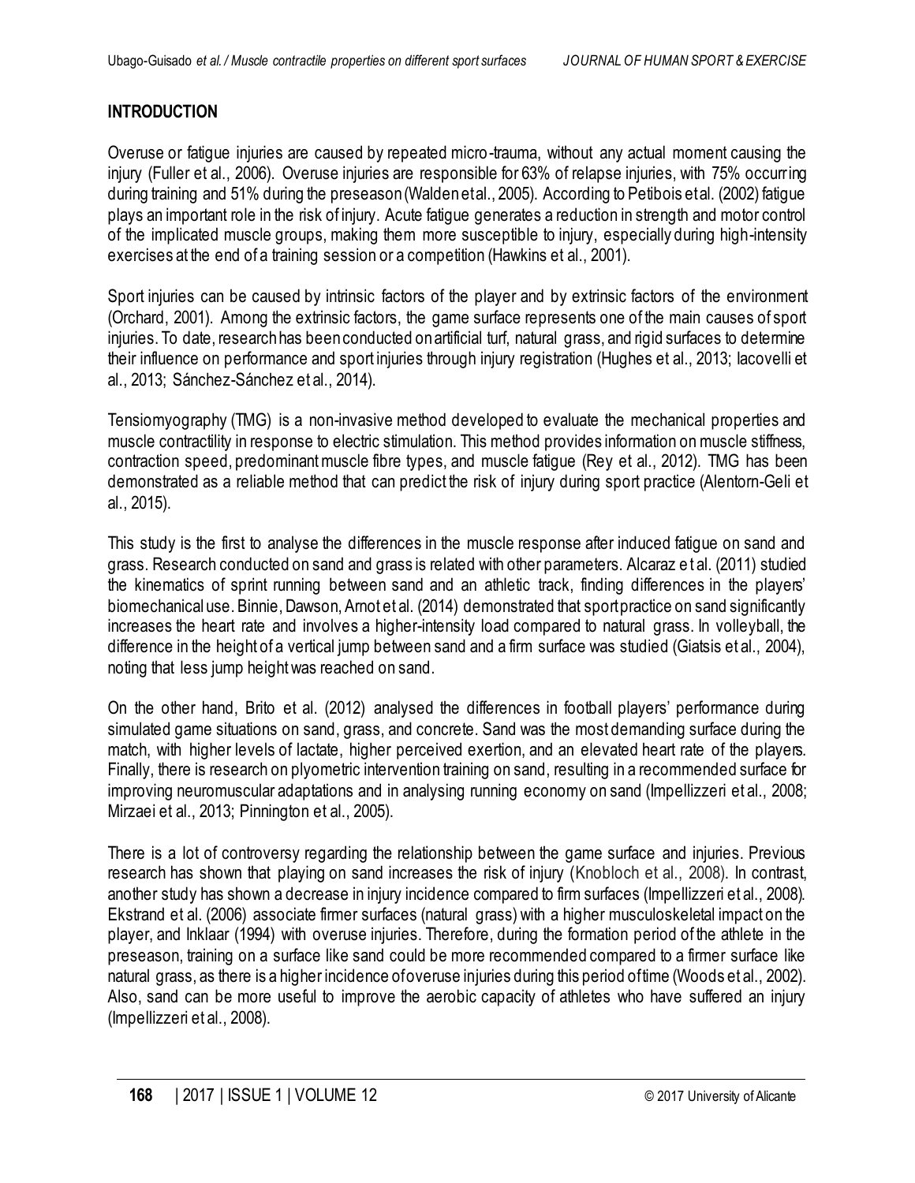## INTRODUCTION

Overuse or fatigue injuries are caused by repeated micro-trauma, without any actual moment causing the injury (Fuller et al., 2006). Overuse injuries are responsible for 63% of relapse injuries, with 75% occurring during training and 51% during the preseason (Walden et al., 2005). According to Petibois et al. (2002) fatigue plays an important role in the risk of injury. Acute fatigue generates a reduction in strength and motor control of the implicated muscle groups, making them more susceptible to injury, especially during high-intensity exercises at the end of a training session or a competition (Hawkins et al., 2001).

Sport injuries can be caused by intrinsic factors of the player and by extrinsic factors of the environment (Orchard, 2001). Among the extrinsic factors, the game surface represents one of the main causes of sport injuries. To date, research has been conducted on artificial turf, natural grass, and rigid surfaces to determine their influence on performance and sport injuries through injury registration (Hughes et al., 2013; Iacovelli et al., 2013; Sánchez-Sánchez et al., 2014).

Tensiomyography (TMG) is a non-invasive method developed to evaluate the mechanical properties and muscle contractility in response to electric stimulation. This method provides information on muscle stiffness, contraction speed, predominant muscle fibre types, and muscle fatigue (Rey et al., 2012). TMG has been demonstrated as a reliable method that can predict the risk of injury during sport practice (Alentorn-Geli et al., 2015).

This study is the first to analyse the differences in the muscle response after induced fatigue on sand and grass. Research conducted on sand and grass is related with other parameters. Alcaraz et al. (2011) studied the kinematics of sprint running between sand and an athletic track, finding differences in the players' biomechanical use. Binnie, Dawson, Arnot et al. (2014) demonstrated that sport practice on sand significantly increases the heart rate and involves a higher-intensity load compared to natural grass. In volleyball, the difference in the height of a vertical jump between sand and a firm surface was studied (Giatsis et al., 2004), noting that less jump height was reached on sand.

On the other hand, Brito et al. (2012) analysed the differences in football players' performance during simulated game situations on sand, grass, and concrete. Sand was the most demanding surface during the match, with higher levels of lactate, higher perceived exertion, and an elevated heart rate of the players. Finally, there is research on plyometric intervention training on sand, resulting in a recommended surface for improving neuromuscular adaptations and in analysing running economy on sand (Impellizzeri et al., 2008; Mirzaei et al., 2013; Pinnington et al., 2005).

There is a lot of controversy regarding the relationship between the game surface and injuries. Previous research has shown that playing on sand increases the risk of injury (Knobloch et al., 2008). In contrast, another study has shown a decrease in injury incidence compared to firm surfaces (Impellizzeri et al., 2008). Ekstrand et al. (2006) associate firmer surfaces (natural grass) with a higher musculoskeletal impact on the player, and Inklaar (1994) with overuse injuries. Therefore, during the formation period of the athlete in the preseason, training on a surface like sand could be more recommended compared to a firmer surface like natural grass, as there is a higher incidence of overuse injuries during this period of time (Woods et al., 2002). Also, sand can be more useful to improve the aerobic capacity of athletes who have suffered an injury (Impellizzeri et al., 2008).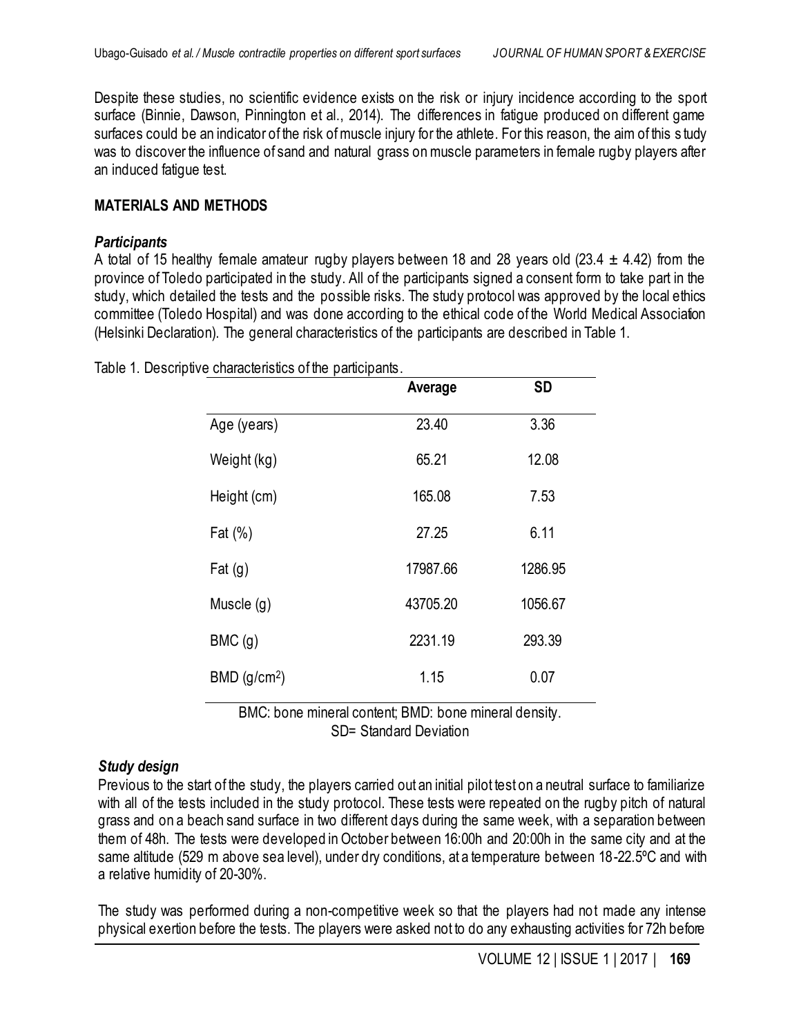Despite these studies, no scientific evidence exists on the risk or injury incidence according to the sport surface (Binnie, Dawson, Pinnington et al., 2014). The differences in fatigue produced on different game surfaces could be an indicator of the risk of muscle injury for the athlete. For this reason, the aim of this study was to discover the influence of sand and natural grass on muscle parameters in female rugby players after an induced fatigue test.

## MATERIALS AND METHODS

### *Participants*

A total of 15 healthy female amateur rugby players between 18 and 28 years old (23.4 ± 4.42) from the province of Toledo participated in the study. All of the participants signed a consent form to take part in the study, which detailed the tests and the possible risks. The study protocol was approved by the local ethics committee (Toledo Hospital) and was done according to the ethical code of the World Medical Association (Helsinki Declaration). The general characteristics of the participants are described in Table 1.

Table 1. Descriptive characteristics of the participants.

| | Average | SD |
|---|---|---|
| Age (years) | 23.40 | 3.36 |
| Weight (kg) | 65.21 | 12.08 |
| Height (cm) | 165.08 | 7.53 |
| Fat (%) | 27.25 | 6.11 |
| Fat (g) | 17987.66 | 1286.95 |
| Muscle (g) | 43705.20 | 1056.67 |
| BMC (g) | 2231.19 | 293.39 |
| BMD (g/cm$^2$) | 1.15 | 0.07 |

BMC: bone mineral content; BMD: bone mineral density.
SD= Standard Deviation

### *Study design*

Previous to the start of the study, the players carried out an initial pilot test on a neutral surface to familiarize with all of the tests included in the study protocol. These tests were repeated on the rugby pitch of natural grass and on a beach sand surface in two different days during the same week, with a separation between them of 48h. The tests were developed in October between 16:00h and 20:00h in the same city and at the same altitude (529 m above sea level), under dry conditions, at a temperature between 18-22.5ºC and with a relative humidity of 20-30%.

The study was performed during a non-competitive week so that the players had not made any intense physical exertion before the tests. The players were asked not to do any exhausting activities for 72h before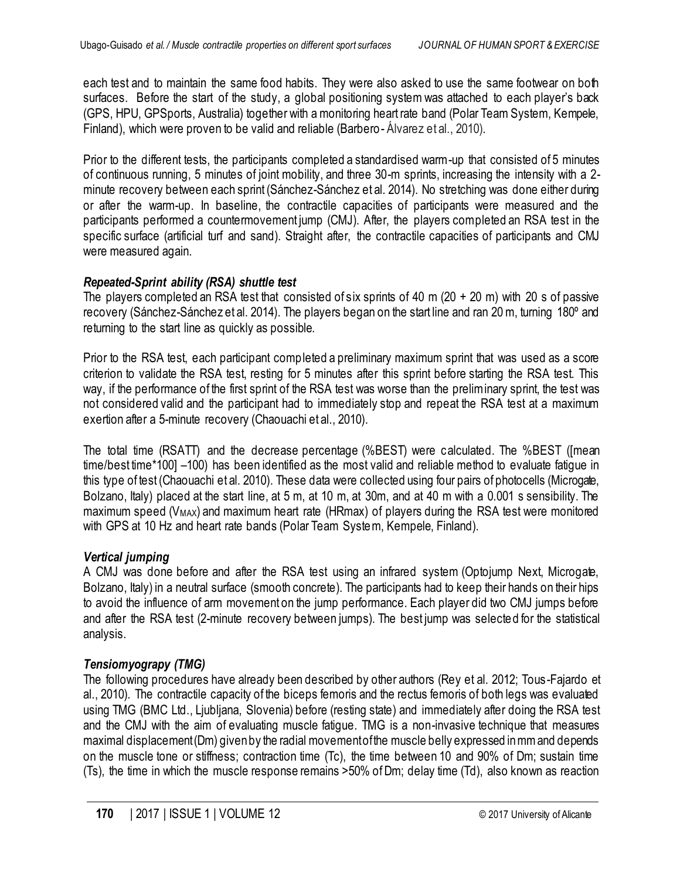each test and to maintain the same food habits. They were also asked to use the same footwear on both surfaces. Before the start of the study, a global positioning system was attached to each player's back (GPS, HPU, GPSports, Australia) together with a monitoring heart rate band (Polar Team System, Kempele, Finland), which were proven to be valid and reliable (Barbero- Álvarez et al., 2010).

Prior to the different tests, the participants completed a standardised warm-up that consisted of 5 minutes of continuous running, 5 minutes of joint mobility, and three 30-m sprints, increasing the intensity with a 2-minute recovery between each sprint (Sánchez-Sánchez et al. 2014). No stretching was done either during or after the warm-up. In baseline, the contractile capacities of participants were measured and the participants performed a countermovement jump (CMJ). After, the players completed an RSA test in the specific surface (artificial turf and sand). Straight after, the contractile capacities of participants and CMJ were measured again.

### *Repeated-Sprint ability (RSA) shuttle test*

The players completed an RSA test that consisted of six sprints of 40 m (20 + 20 m) with 20 s of passive recovery (Sánchez-Sánchez et al. 2014). The players began on the start line and ran 20 m, turning 180º and returning to the start line as quickly as possible.

Prior to the RSA test, each participant completed a preliminary maximum sprint that was used as a score criterion to validate the RSA test, resting for 5 minutes after this sprint before starting the RSA test. This way, if the performance of the first sprint of the RSA test was worse than the preliminary sprint, the test was not considered valid and the participant had to immediately stop and repeat the RSA test at a maximum exertion after a 5-minute recovery (Chaouachi et al., 2010).

The total time (RSATT) and the decrease percentage (%BEST) were calculated. The %BEST ([mean time/best time*100] –100) has been identified as the most valid and reliable method to evaluate fatigue in this type of test (Chaouachi et al. 2010). These data were collected using four pairs of photocells (Microgate, Bolzano, Italy) placed at the start line, at 5 m, at 10 m, at 30m, and at 40 m with a 0.001 s sensibility. The maximum speed ($V_{MAX}$) and maximum heart rate (HRmax) of players during the RSA test were monitored with GPS at 10 Hz and heart rate bands (Polar Team System, Kempele, Finland).

### *Vertical jumping*

A CMJ was done before and after the RSA test using an infrared system (Optojump Next, Microgate, Bolzano, Italy) in a neutral surface (smooth concrete). The participants had to keep their hands on their hips to avoid the influence of arm movement on the jump performance. Each player did two CMJ jumps before and after the RSA test (2-minute recovery between jumps). The best jump was selected for the statistical analysis.

### *Tensiomyograpy (TMG)*

The following procedures have already been described by other authors (Rey et al. 2012; Tous-Fajardo et al., 2010). The contractile capacity of the biceps femoris and the rectus femoris of both legs was evaluated using TMG (BMC Ltd., Ljubljana, Slovenia) before (resting state) and immediately after doing the RSA test and the CMJ with the aim of evaluating muscle fatigue. TMG is a non-invasive technique that measures maximal displacement (Dm) given by the radial movement of the muscle belly expressed in mm and depends on the muscle tone or stiffness; contraction time (Tc), the time between 10 and 90% of Dm; sustain time (Ts), the time in which the muscle response remains >50% of Dm; delay time (Td), also known as reaction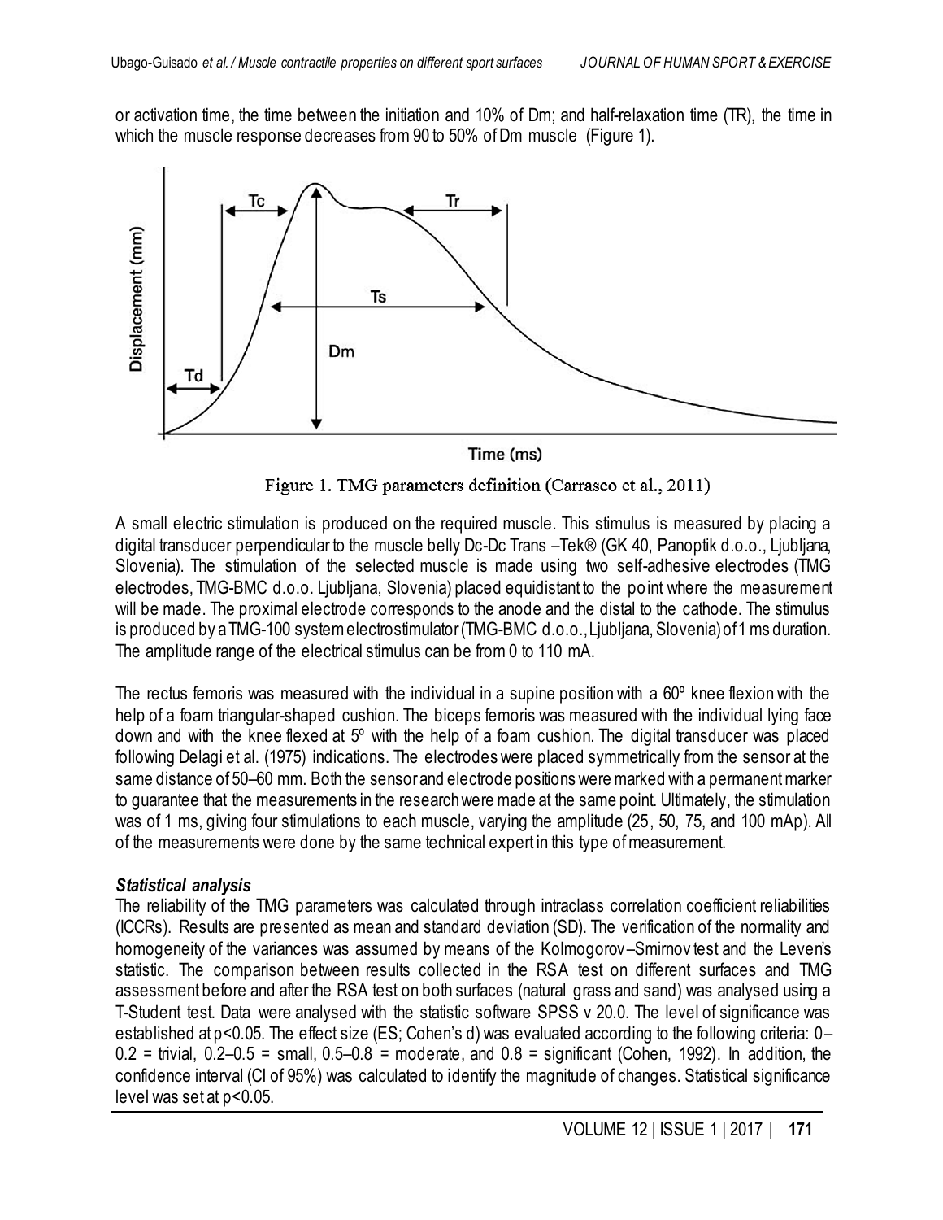or activation time, the time between the initiation and 10% of Dm; and half-relaxation time (TR), the time in which the muscle response decreases from 90 to 50% of Dm muscle (Figure 1).

Figure 1. TMG parameters definition (Carrasco et al., 2011)

A small electric stimulation is produced on the required muscle. This stimulus is measured by placing a digital transducer perpendicular to the muscle belly Dc-Dc Trans –Tek® (GK 40, Panoptik d.o.o., Ljubljana, Slovenia). The stimulation of the selected muscle is made using two self-adhesive electrodes (TMG electrodes, TMG-BMC d.o.o. Ljubljana, Slovenia) placed equidistant to the point where the measurement will be made. The proximal electrode corresponds to the anode and the distal to the cathode. The stimulus is produced by a TMG-100 system electrostimulator (TMG-BMC d.o.o., Ljubljana, Slovenia) of 1 ms duration. The amplitude range of the electrical stimulus can be from 0 to 110 mA.

The rectus femoris was measured with the individual in a supine position with a 60º knee flexion with the help of a foam triangular-shaped cushion. The biceps femoris was measured with the individual lying face down and with the knee flexed at 5º with the help of a foam cushion. The digital transducer was placed following Delagi et al. (1975) indications. The electrodes were placed symmetrically from the sensor at the same distance of 50–60 mm. Both the sensor and electrode positions were marked with a permanent marker to guarantee that the measurements in the research were made at the same point. Ultimately, the stimulation was of 1 ms, giving four stimulations to each muscle, varying the amplitude (25, 50, 75, and 100 mAp). All of the measurements were done by the same technical expert in this type of measurement.

### *Statistical analysis*

The reliability of the TMG parameters was calculated through intraclass correlation coefficient reliabilities (ICCRs). Results are presented as mean and standard deviation (SD). The verification of the normality and homogeneity of the variances was assumed by means of the Kolmogorov–Smirnov test and the Leven's statistic. The comparison between results collected in the RSA test on different surfaces and TMG assessment before and after the RSA test on both surfaces (natural grass and sand) was analysed using a T-Student test. Data were analysed with the statistic software SPSS v 20.0. The level of significance was established at $p<0.05$. The effect size (ES; Cohen's d) was evaluated according to the following criteria: 0–0.2 = trivial, 0.2–0.5 = small, 0.5–0.8 = moderate, and 0.8 = significant (Cohen, 1992). In addition, the confidence interval (CI of 95%) was calculated to identify the magnitude of changes. Statistical significance level was set at $p<0.05$.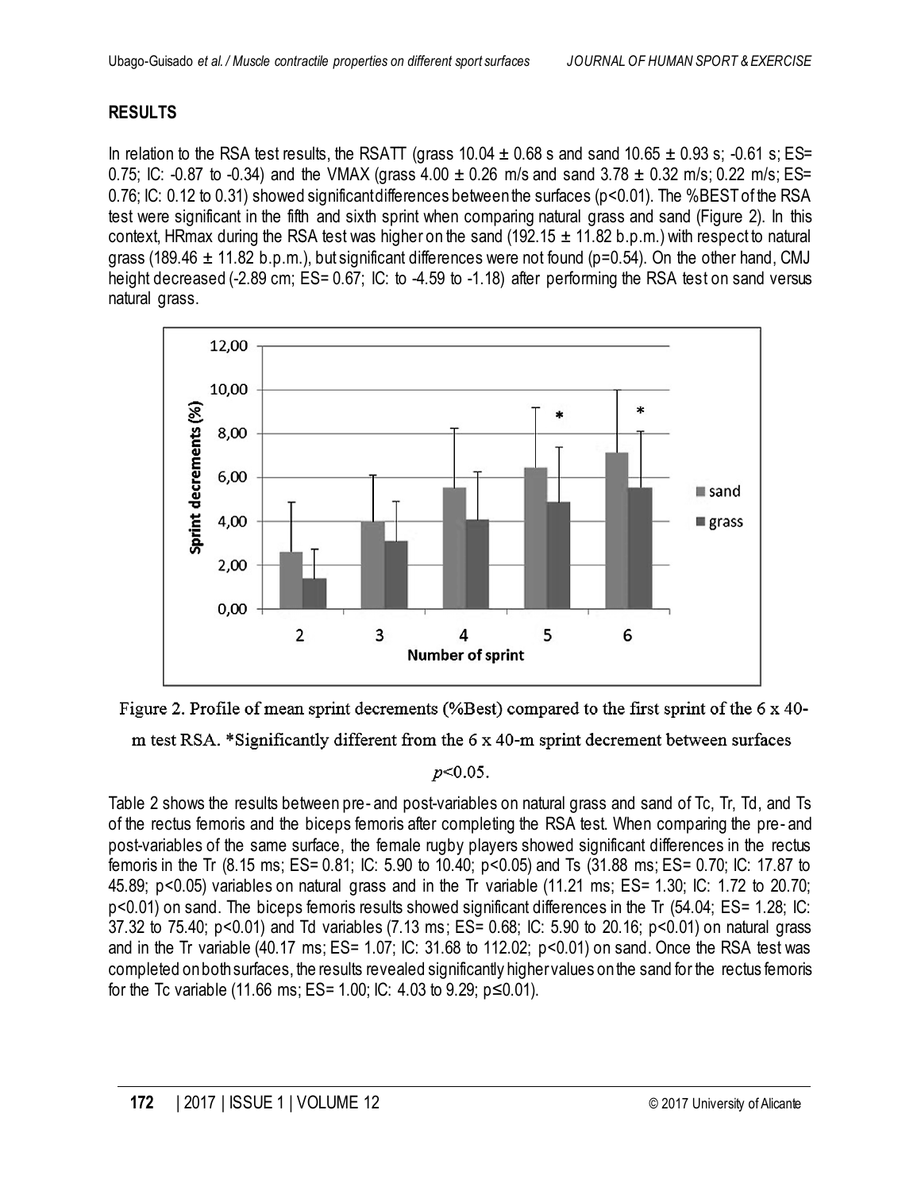## RESULTS

In relation to the RSA test results, the RSATT (grass 10.04 ± 0.68 s and sand 10.65 ± 0.93 s; -0.61 s; ES= 0.75; IC: -0.87 to -0.34) and the VMAX (grass 4.00 ± 0.26 m/s and sand 3.78 ± 0.32 m/s; 0.22 m/s; ES= 0.76; IC: 0.12 to 0.31) showed significant differences between the surfaces ($p<0.01$). The %BEST of the RSA test were significant in the fifth and sixth sprint when comparing natural grass and sand (Figure 2). In this context, HRmax during the RSA test was higher on the sand (192.15 ± 11.82 b.p.m.) with respect to natural grass (189.46 ± 11.82 b.p.m.), but significant differences were not found ($p=0.54$). On the other hand, CMJ height decreased (-2.89 cm; ES= 0.67; IC: to -4.59 to -1.18) after performing the RSA test on sand versus natural grass.

Figure 2. Profile of mean sprint decrements (%Best) compared to the first sprint of the 6 x 40-m test RSA. *Significantly different from the 6 x 40-m sprint decrement between surfaces $p<0.05$.

Table 2 shows the results between pre- and post-variables on natural grass and sand of Tc, Tr, Td, and Ts of the rectus femoris and the biceps femoris after completing the RSA test. When comparing the pre- and post-variables of the same surface, the female rugby players showed significant differences in the rectus femoris in the Tr (8.15 ms; ES= 0.81; IC: 5.90 to 10.40; $p<0.05$) and Ts (31.88 ms; ES= 0.70; IC: 17.87 to 45.89; $p<0.05$) variables on natural grass and in the Tr variable (11.21 ms; ES= 1.30; IC: 1.72 to 20.70; $p<0.01$) on sand. The biceps femoris results showed significant differences in the Tr (54.04; ES= 1.28; IC: 37.32 to 75.40; $p<0.01$) and Td variables (7.13 ms; ES= 0.68; IC: 5.90 to 20.16; $p<0.01$) on natural grass and in the Tr variable (40.17 ms; ES= 1.07; IC: 31.68 to 112.02; $p<0.01$) on sand. Once the RSA test was completed on both surfaces, the results revealed significantly higher values on the sand for the rectus femoris for the Tc variable (11.66 ms; ES= 1.00; IC: 4.03 to 9.29; $p\leq0.01$).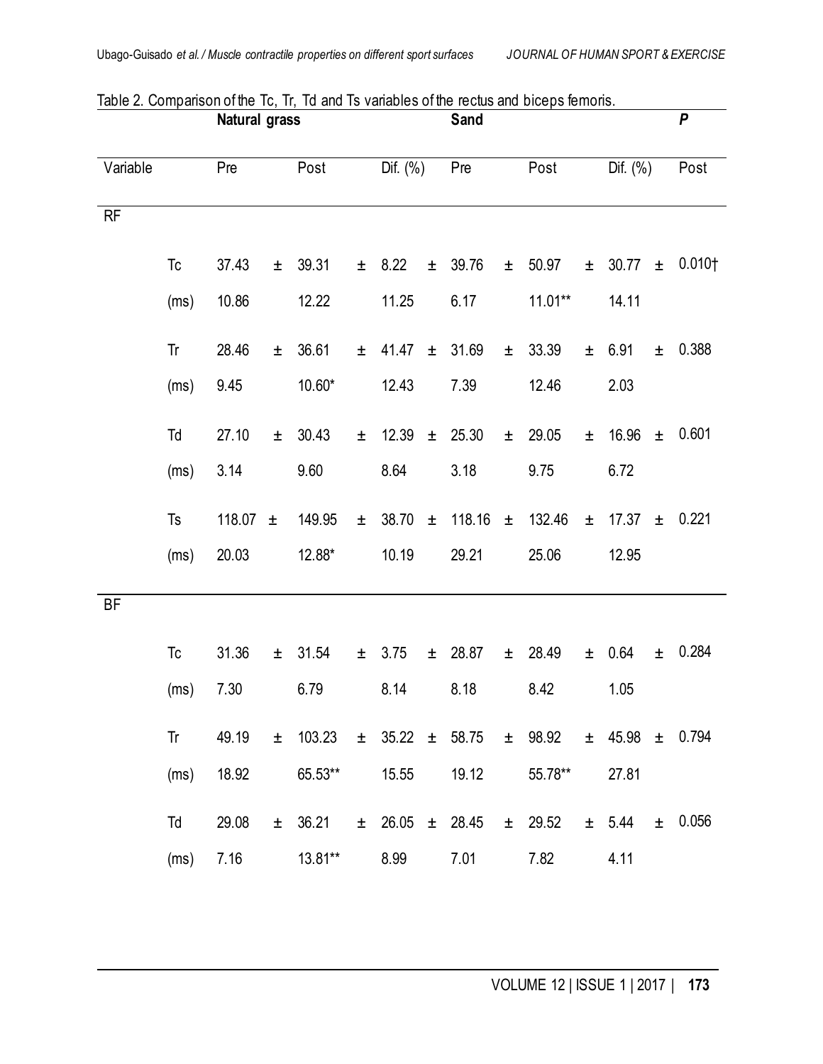Table 2. Comparison of the Tc, Tr, Td and Ts variables of the rectus and biceps femoris.

| | Natural grass | | | Sand | | | P |
|---|---|---|---|---|---|---|---|
| Variable | Pre | Post | Dif. (%) | Pre | Post | Dif. (%) | Post |
| RF | | | | | | | |
| Tc (ms) | 37.43 ± 10.86 | 39.31 ± 12.22 | 8.22 ± 11.25 | 39.76 ± 6.17 | 50.97 ± 11.01** | 30.77 ± 14.11 | 0.010† |
| Tr (ms) | 28.46 ± 9.45 | 36.61 ± 10.60* | 41.47 ± 12.43 | 31.69 ± 7.39 | 33.39 ± 12.46 | 6.91 ± 2.03 | 0.388 |
| Td (ms) | 27.10 ± 3.14 | 30.43 ± 9.60 | 12.39 ± 8.64 | 25.30 ± 3.18 | 29.05 ± 9.75 | 16.96 ± 6.72 | 0.601 |
| Ts (ms) | 118.07 ± 20.03 | 149.95 ± 12.88* | 38.70 ± 10.19 | 118.16 ± 29.21 | 132.46 ± 25.06 | 17.37 ± 12.95 | 0.221 |
| BF | | | | | | | |
| Tc (ms) | 31.36 ± 7.30 | 31.54 ± 6.79 | 3.75 ± 8.14 | 28.87 ± 8.18 | 28.49 ± 8.42 | 0.64 ± 1.05 | 0.284 |
| Tr (ms) | 49.19 ± 18.92 | 103.23 ± 65.53** | 35.22 ± 15.55 | 58.75 ± 19.12 | 98.92 ± 55.78** | 45.98 ± 27.81 | 0.794 |
| Td (ms) | 29.08 ± 7.16 | 36.21 ± 13.81** | 26.05 ± 8.99 | 28.45 ± 7.01 | 29.52 ± 7.82 | 5.44 ± 4.11 | 0.056 |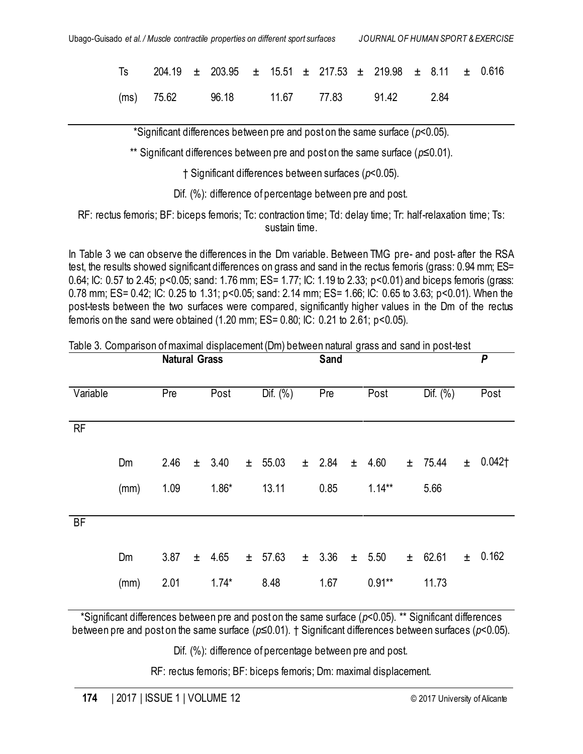| | Natural Grass | | | Sand | | | P |
|---|---|---|---|---|---|---|---|
| Ts (ms) | 204.19 ± 75.62 | 203.95 ± 96.18 | 15.51 ± 11.67 | 217.53 ± 77.83 | 219.98 ± 91.42 | 8.11 ± 2.84 | 0.616 |

*Significant differences between pre and post on the same surface ($p$<0.05).

** Significant differences between pre and post on the same surface ($p$≤0.01).

† Significant differences between surfaces ($p$<0.05).

Dif. (%): difference of percentage between pre and post.

RF: rectus femoris; BF: biceps femoris; Tc: contraction time; Td: delay time; Tr: half-relaxation time; Ts: sustain time.

In Table 3 we can observe the differences in the Dm variable. Between TMG pre- and post- after the RSA test, the results showed significant differences on grass and sand in the rectus femoris (grass: 0.94 mm; ES= 0.64; IC: 0.57 to 2.45; p<0.05; sand: 1.76 mm; ES= 1.77; IC: 1.19 to 2.33; p<0.01) and biceps femoris (grass: 0.78 mm; ES= 0.42; IC: 0.25 to 1.31; p<0.05; sand: 2.14 mm; ES= 1.66; IC: 0.65 to 3.63; p<0.01). When the post-tests between the two surfaces were compared, significantly higher values in the Dm of the rectus femoris on the sand were obtained (1.20 mm; ES= 0.80; IC: 0.21 to 2.61; p<0.05).

Table 3. Comparison of maximal displacement (Dm) between natural grass and sand in post-test

| | | **Natural Grass** | | | **Sand** | | | ***P*** |
|---|---|---|---|---|---|---|---|---|
| Variable | | Pre | Post | Dif. (%) | Pre | Post | Dif. (%) | Post |
| RF | | | | | | | | |
| | Dm (mm) | 2.46 ± 1.09 | 3.40 ± 1.86* | 55.03 ± 13.11 | 2.84 ± 0.85 | 4.60 ± 1.14** | 75.44 ± 5.66 | 0.042† |
| BF | | | | | | | | |
| | Dm (mm) | 3.87 ± 2.01 | 4.65 ± 1.74* | 57.63 ± 8.48 | 3.36 ± 1.67 | 5.50 ± 0.91** | 62.61 ± 11.73 | 0.162 |

*Significant differences between pre and post on the same surface ($p$<0.05). ** Significant differences between pre and post on the same surface ($p$≤0.01). † Significant differences between surfaces ($p$<0.05).

Dif. (%): difference of percentage between pre and post.

RF: rectus femoris; BF: biceps femoris; Dm: maximal displacement.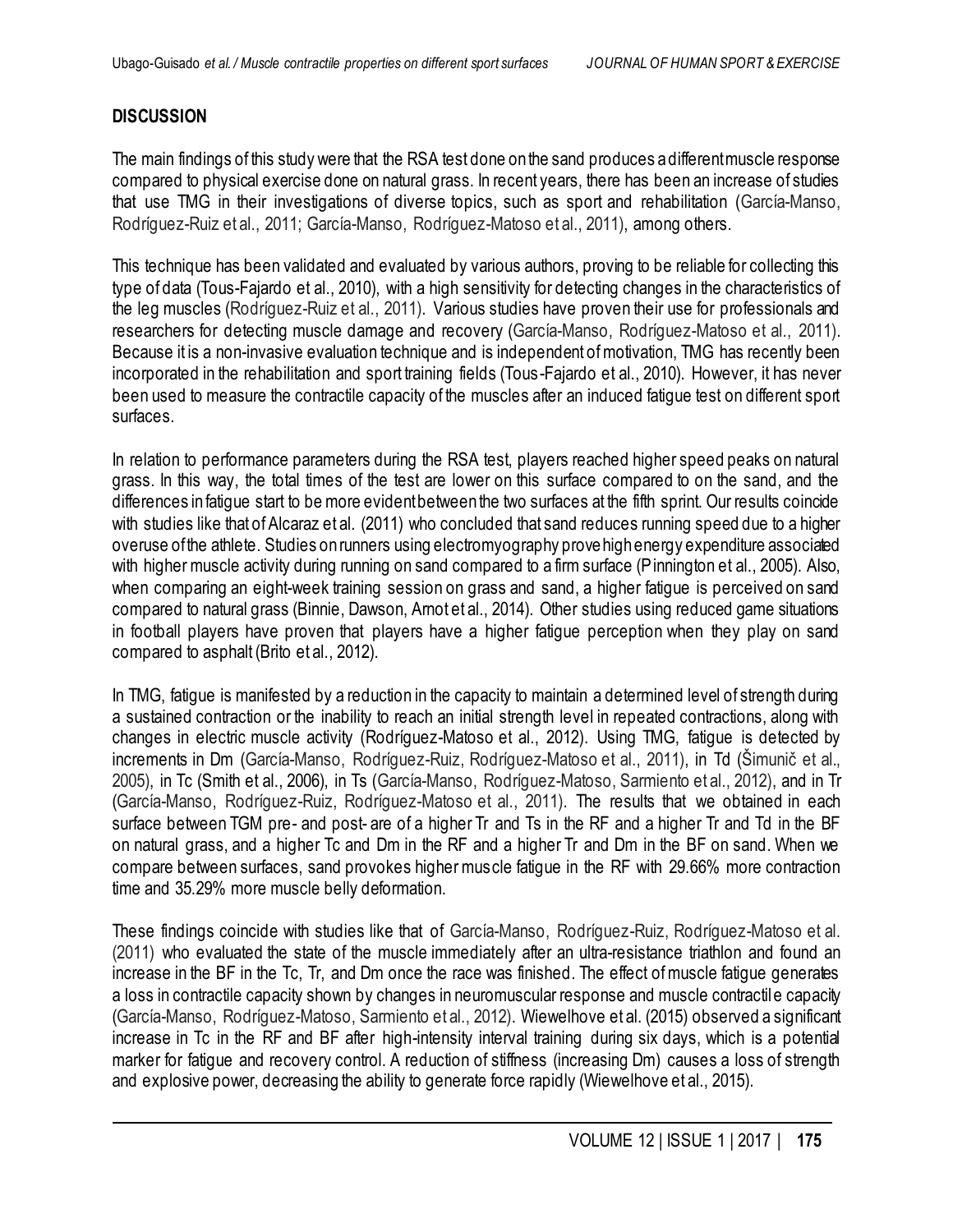## DISCUSSION

The main findings of this study were that the RSA test done on the sand produces a different muscle response compared to physical exercise done on natural grass. In recent years, there has been an increase of studies that use TMG in their investigations of diverse topics, such as sport and rehabilitation (García-Manso, Rodríguez-Ruiz et al., 2011; García-Manso, Rodríguez-Matoso et al., 2011), among others.

This technique has been validated and evaluated by various authors, proving to be reliable for collecting this type of data (Tous-Fajardo et al., 2010), with a high sensitivity for detecting changes in the characteristics of the leg muscles (Rodríguez-Ruiz et al., 2011). Various studies have proven their use for professionals and researchers for detecting muscle damage and recovery (García-Manso, Rodríguez-Matoso et al., 2011). Because it is a non-invasive evaluation technique and is independent of motivation, TMG has recently been incorporated in the rehabilitation and sport training fields (Tous-Fajardo et al., 2010). However, it has never been used to measure the contractile capacity of the muscles after an induced fatigue test on different sport surfaces.

In relation to performance parameters during the RSA test, players reached higher speed peaks on natural grass. In this way, the total times of the test are lower on this surface compared to on the sand, and the differences in fatigue start to be more evident between the two surfaces at the fifth sprint. Our results coincide with studies like that of Alcaraz et al. (2011) who concluded that sand reduces running speed due to a higher overuse of the athlete. Studies on runners using electromyography prove high energy expenditure associated with higher muscle activity during running on sand compared to a firm surface (Pinnington et al., 2005). Also, when comparing an eight-week training session on grass and sand, a higher fatigue is perceived on sand compared to natural grass (Binnie, Dawson, Arnot et al., 2014). Other studies using reduced game situations in football players have proven that players have a higher fatigue perception when they play on sand compared to asphalt (Brito et al., 2012).

In TMG, fatigue is manifested by a reduction in the capacity to maintain a determined level of strength during a sustained contraction or the inability to reach an initial strength level in repeated contractions, along with changes in electric muscle activity (Rodríguez-Matoso et al., 2012). Using TMG, fatigue is detected by increments in Dm (García-Manso, Rodríguez-Ruiz, Rodríguez-Matoso et al., 2011), in Td (Šimunič et al., 2005), in Tc (Smith et al., 2006), in Ts (García-Manso, Rodríguez-Matoso, Sarmiento et al., 2012), and in Tr (García-Manso, Rodríguez-Ruiz, Rodríguez-Matoso et al., 2011). The results that we obtained in each surface between TGM pre- and post- are of a higher Tr and Ts in the RF and a higher Tr and Td in the BF on natural grass, and a higher Tc and Dm in the RF and a higher Tr and Dm in the BF on sand. When we compare between surfaces, sand provokes higher muscle fatigue in the RF with 29.66% more contraction time and 35.29% more muscle belly deformation.

These findings coincide with studies like that of García-Manso, Rodríguez-Ruiz, Rodríguez-Matoso et al. (2011) who evaluated the state of the muscle immediately after an ultra-resistance triathlon and found an increase in the BF in the Tc, Tr, and Dm once the race was finished. The effect of muscle fatigue generates a loss in contractile capacity shown by changes in neuromuscular response and muscle contractile capacity (García-Manso, Rodríguez-Matoso, Sarmiento et al., 2012). Wiewelhove et al. (2015) observed a significant increase in Tc in the RF and BF after high-intensity interval training during six days, which is a potential marker for fatigue and recovery control. A reduction of stiffness (increasing Dm) causes a loss of strength and explosive power, decreasing the ability to generate force rapidly (Wiewelhove et al., 2015).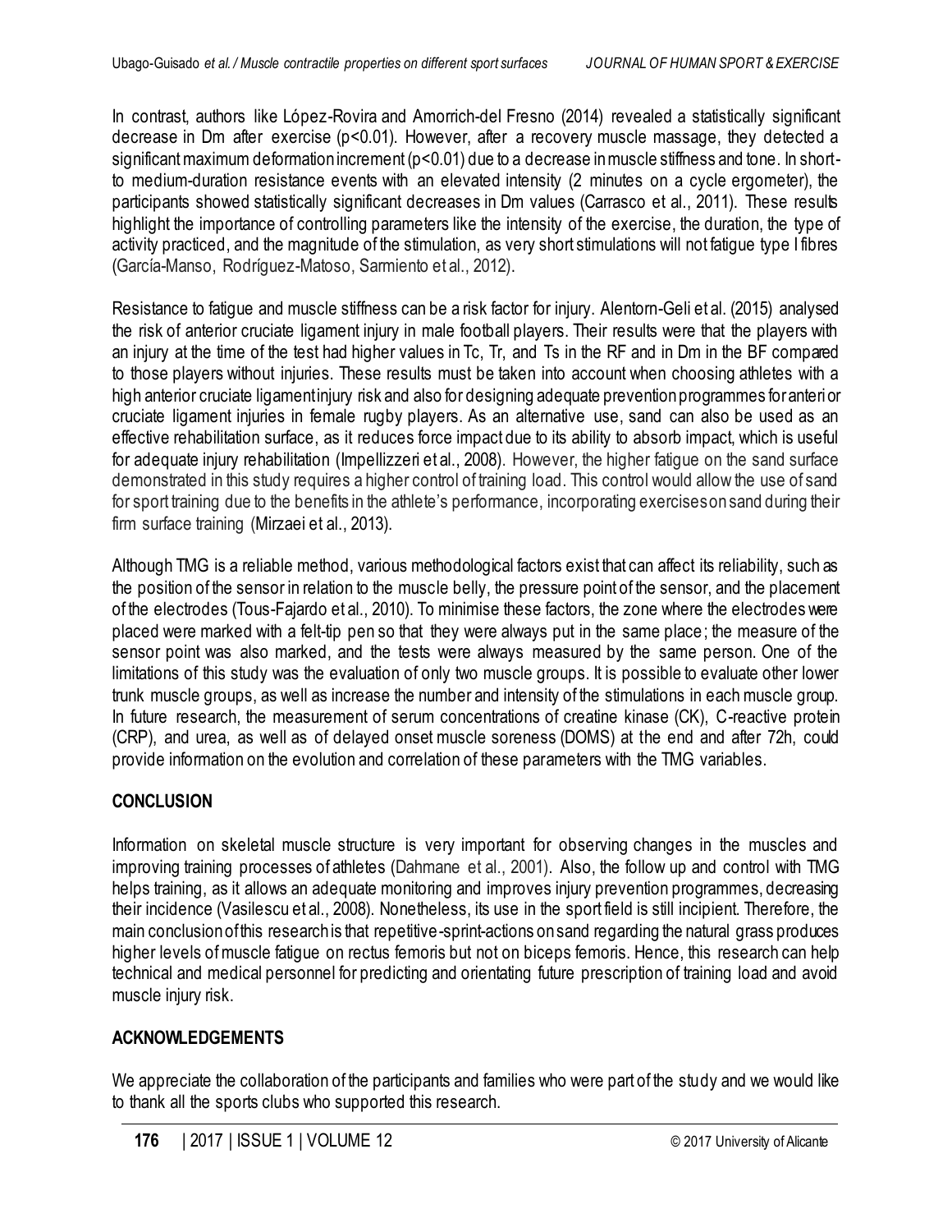In contrast, authors like López-Rovira and Amorrich-del Fresno (2014) revealed a statistically significant decrease in Dm after exercise ($p<0.01$). However, after a recovery muscle massage, they detected a significant maximum deformation increment ($p<0.01$) due to a decrease in muscle stiffness and tone. In short-to medium-duration resistance events with an elevated intensity (2 minutes on a cycle ergometer), the participants showed statistically significant decreases in Dm values (Carrasco et al., 2011). These results highlight the importance of controlling parameters like the intensity of the exercise, the duration, the type of activity practiced, and the magnitude of the stimulation, as very short stimulations will not fatigue type I fibres (García-Manso, Rodríguez-Matoso, Sarmiento et al., 2012).

Resistance to fatigue and muscle stiffness can be a risk factor for injury. Alentorn-Geli et al. (2015) analysed the risk of anterior cruciate ligament injury in male football players. Their results were that the players with an injury at the time of the test had higher values in Tc, Tr, and Ts in the RF and in Dm in the BF compared to those players without injuries. These results must be taken into account when choosing athletes with a high anterior cruciate ligament injury risk and also for designing adequate prevention programmes for anterior cruciate ligament injuries in female rugby players. As an alternative use, sand can also be used as an effective rehabilitation surface, as it reduces force impact due to its ability to absorb impact, which is useful for adequate injury rehabilitation (Impellizzeri et al., 2008). However, the higher fatigue on the sand surface demonstrated in this study requires a higher control of training load. This control would allow the use of sand for sport training due to the benefits in the athlete's performance, incorporating exercises on sand during their firm surface training (Mirzaei et al., 2013).

Although TMG is a reliable method, various methodological factors exist that can affect its reliability, such as the position of the sensor in relation to the muscle belly, the pressure point of the sensor, and the placement of the electrodes (Tous-Fajardo et al., 2010). To minimise these factors, the zone where the electrodes were placed were marked with a felt-tip pen so that they were always put in the same place; the measure of the sensor point was also marked, and the tests were always measured by the same person. One of the limitations of this study was the evaluation of only two muscle groups. It is possible to evaluate other lower trunk muscle groups, as well as increase the number and intensity of the stimulations in each muscle group. In future research, the measurement of serum concentrations of creatine kinase (CK), C-reactive protein (CRP), and urea, as well as of delayed onset muscle soreness (DOMS) at the end and after 72h, could provide information on the evolution and correlation of these parameters with the TMG variables.

## CONCLUSION

Information on skeletal muscle structure is very important for observing changes in the muscles and improving training processes of athletes (Dahmane et al., 2001). Also, the follow up and control with TMG helps training, as it allows an adequate monitoring and improves injury prevention programmes, decreasing their incidence (Vasilescu et al., 2008). Nonetheless, its use in the sport field is still incipient. Therefore, the main conclusion of this research is that repetitive-sprint-actions on sand regarding the natural grass produces higher levels of muscle fatigue on rectus femoris but not on biceps femoris. Hence, this research can help technical and medical personnel for predicting and orientating future prescription of training load and avoid muscle injury risk.

## ACKNOWLEDGEMENTS

We appreciate the collaboration of the participants and families who were part of the study and we would like to thank all the sports clubs who supported this research.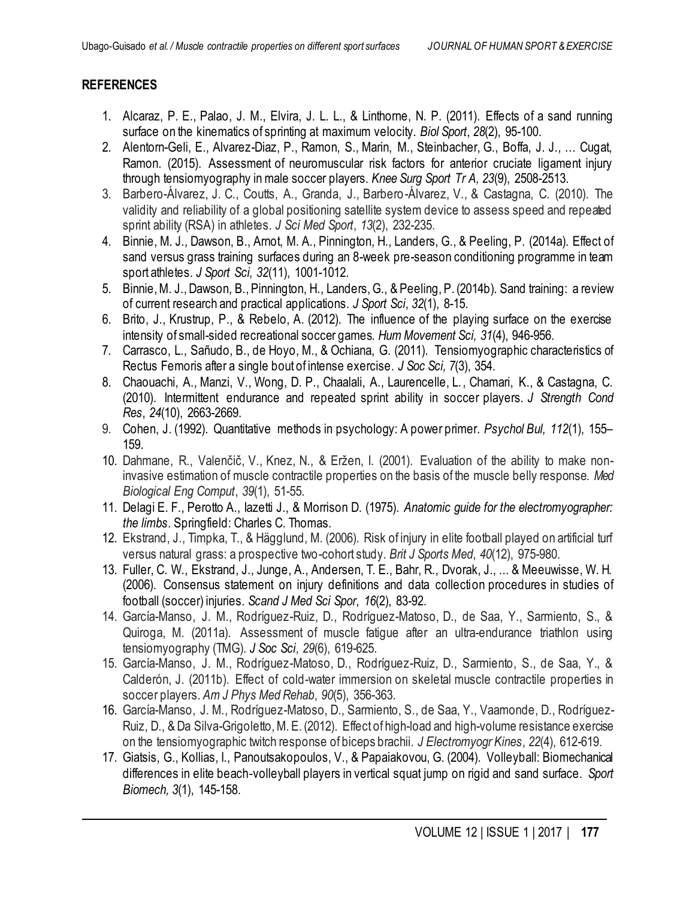## REFERENCES

1. Alcaraz, P. E., Palao, J. M., Elvira, J. L. L., & Linthorne, N. P. (2011). Effects of a sand running surface on the kinematics of sprinting at maximum velocity. *Biol Sport*, *28*(2), 95-100.
2. Alentorn-Geli, E., Alvarez-Diaz, P., Ramon, S., Marin, M., Steinbacher, G., Boffa, J. J., … Cugat, Ramon. (2015). Assessment of neuromuscular risk factors for anterior cruciate ligament injury through tensiomyography in male soccer players. *Knee Surg Sport Tr A, 23*(9), 2508-2513.
3. Barbero-Álvarez, J. C., Coutts, A., Granda, J., Barbero-Álvarez, V., & Castagna, C. (2010). The validity and reliability of a global positioning satellite system device to assess speed and repeated sprint ability (RSA) in athletes. *J Sci Med Sport*, *13*(2), 232-235.
4. Binnie, M. J., Dawson, B., Arnot, M. A., Pinnington, H., Landers, G., & Peeling, P. (2014a). Effect of sand versus grass training surfaces during an 8-week pre-season conditioning programme in team sport athletes. *J Sport Sci, 32*(11), 1001-1012.
5. Binnie, M. J., Dawson, B., Pinnington, H., Landers, G., & Peeling, P. (2014b). Sand training: a review of current research and practical applications. *J Sport Sci*, *32*(1), 8-15.
6. Brito, J., Krustrup, P., & Rebelo, A. (2012). The influence of the playing surface on the exercise intensity of small-sided recreational soccer games. *Hum Movement Sci, 31*(4), 946-956.
7. Carrasco, L., Sañudo, B., de Hoyo, M., & Ochiana, G. (2011). Tensiomyographic characteristics of Rectus Femoris after a single bout of intense exercise. *J Soc Sci, 7*(3), 354.
8. Chaouachi, A., Manzi, V., Wong, D. P., Chaalali, A., Laurencelle, L., Chamari, K., & Castagna, C. (2010). Intermittent endurance and repeated sprint ability in soccer players. *J Strength Cond Res*, *24*(10), 2663-2669.
9. Cohen, J. (1992). Quantitative methods in psychology: A power primer. *Psychol Bul, 112*(1), 155–159.
10. Dahmane, R., Valenčič, V., Knez, N., & Eržen, I. (2001). Evaluation of the ability to make non-invasive estimation of muscle contractile properties on the basis of the muscle belly response. *Med Biological Eng Comput*, *39*(1), 51-55.
11. Delagi E. F., Perotto A., Iazetti J., & Morrison D. (1975). *Anatomic guide for the electromyographer: the limbs*. Springfield: Charles C. Thomas.
12. Ekstrand, J., Timpka, T., & Hägglund, M. (2006). Risk of injury in elite football played on artificial turf versus natural grass: a prospective two-cohort study. *Brit J Sports Med*, *40*(12), 975-980.
13. Fuller, C. W., Ekstrand, J., Junge, A., Andersen, T. E., Bahr, R., Dvorak, J., ... & Meeuwisse, W. H. (2006). Consensus statement on injury definitions and data collection procedures in studies of football (soccer) injuries. *Scand J Med Sci Spor*, *16*(2), 83-92.
14. García-Manso, J. M., Rodríguez-Ruiz, D., Rodríguez-Matoso, D., de Saa, Y., Sarmiento, S., & Quiroga, M. (2011a). Assessment of muscle fatigue after an ultra-endurance triathlon using tensiomyography (TMG). *J Soc Sci*, *29*(6), 619-625.
15. García-Manso, J. M., Rodríguez-Matoso, D., Rodríguez-Ruiz, D., Sarmiento, S., de Saa, Y., & Calderón, J. (2011b). Effect of cold-water immersion on skeletal muscle contractile properties in soccer players. *Am J Phys Med Rehab*, *90*(5), 356-363.
16. García-Manso, J. M., Rodríguez-Matoso, D., Sarmiento, S., de Saa, Y., Vaamonde, D., Rodríguez-Ruiz, D., & Da Silva-Grigoletto, M. E. (2012). Effect of high-load and high-volume resistance exercise on the tensiomyographic twitch response of biceps brachii. *J Electromyogr Kines*, *22*(4), 612-619.
17. Giatsis, G., Kollias, I., Panoutsakopoulos, V., & Papaiakovou, G. (2004). Volleyball: Biomechanical differences in elite beach-volleyball players in vertical squat jump on rigid and sand surface. *Sport Biomech, 3*(1), 145-158.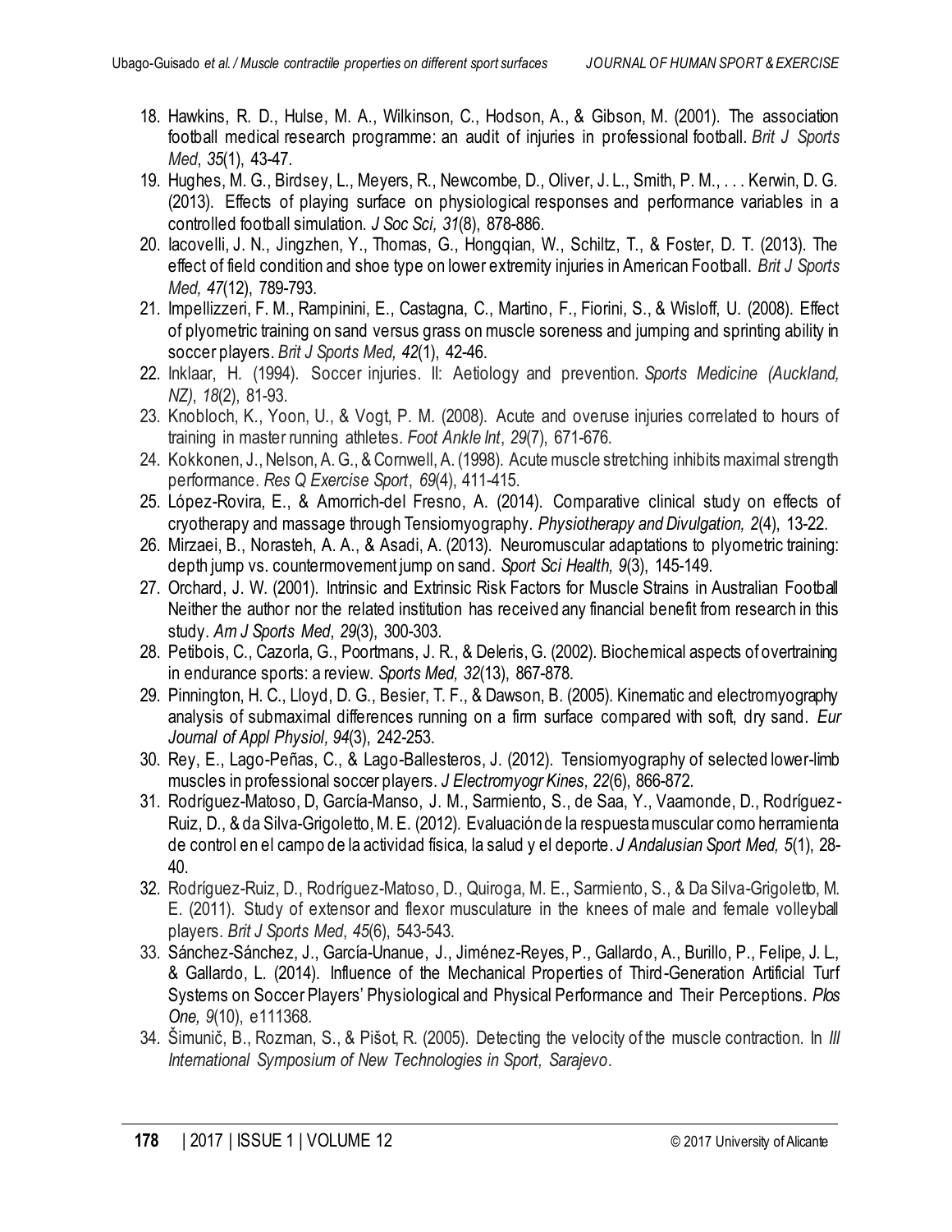18. Hawkins, R. D., Hulse, M. A., Wilkinson, C., Hodson, A., & Gibson, M. (2001). The association football medical research programme: an audit of injuries in professional football. *Brit J Sports Med*, *35*(1), 43-47.
19. Hughes, M. G., Birdsey, L., Meyers, R., Newcombe, D., Oliver, J. L., Smith, P. M., . . . Kerwin, D. G. (2013). Effects of playing surface on physiological responses and performance variables in a controlled football simulation. *J Soc Sci, 31*(8), 878-886.
20. Iacovelli, J. N., Jingzhen, Y., Thomas, G., Hongqian, W., Schiltz, T., & Foster, D. T. (2013). The effect of field condition and shoe type on lower extremity injuries in American Football. *Brit J Sports Med, 47*(12), 789-793.
21. Impellizzeri, F. M., Rampinini, E., Castagna, C., Martino, F., Fiorini, S., & Wisloff, U. (2008). Effect of plyometric training on sand versus grass on muscle soreness and jumping and sprinting ability in soccer players. *Brit J Sports Med, 42*(1), 42-46.
22. Inklaar, H. (1994). Soccer injuries. II: Aetiology and prevention. *Sports Medicine (Auckland, NZ)*, *18*(2), 81-93.
23. Knobloch, K., Yoon, U., & Vogt, P. M. (2008). Acute and overuse injuries correlated to hours of training in master running athletes. *Foot Ankle Int*, *29*(7), 671-676.
24. Kokkonen, J., Nelson, A. G., & Cornwell, A. (1998). Acute muscle stretching inhibits maximal strength performance. *Res Q Exercise Sport*, *69*(4), 411-415.
25. López-Rovira, E., & Amorrich-del Fresno, A. (2014). Comparative clinical study on effects of cryotherapy and massage through Tensiomyography. *Physiotherapy and Divulgation, 2*(4), 13-22.
26. Mirzaei, B., Norasteh, A. A., & Asadi, A. (2013). Neuromuscular adaptations to plyometric training: depth jump vs. countermovement jump on sand. *Sport Sci Health, 9*(3), 145-149.
27. Orchard, J. W. (2001). Intrinsic and Extrinsic Risk Factors for Muscle Strains in Australian Football Neither the author nor the related institution has received any financial benefit from research in this study. *Am J Sports Med*, *29*(3), 300-303.
28. Petibois, C., Cazorla, G., Poortmans, J. R., & Deleris, G. (2002). Biochemical aspects of overtraining in endurance sports: a review. *Sports Med, 32*(13), 867-878.
29. Pinnington, H. C., Lloyd, D. G., Besier, T. F., & Dawson, B. (2005). Kinematic and electromyography analysis of submaximal differences running on a firm surface compared with soft, dry sand. *Eur Journal of Appl Physiol, 94*(3), 242-253.
30. Rey, E., Lago-Peñas, C., & Lago-Ballesteros, J. (2012). Tensiomyography of selected lower-limb muscles in professional soccer players. *J Electromyogr Kines, 22*(6), 866-872.
31. Rodríguez-Matoso, D, García-Manso, J. M., Sarmiento, S., de Saa, Y., Vaamonde, D., Rodríguez-Ruiz, D., & da Silva-Grigoletto, M. E. (2012). Evaluación de la respuesta muscular como herramienta de control en el campo de la actividad física, la salud y el deporte. *J Andalusian Sport Med, 5*(1), 28-40.
32. Rodríguez-Ruiz, D., Rodríguez-Matoso, D., Quiroga, M. E., Sarmiento, S., & Da Silva-Grigoletto, M. E. (2011). Study of extensor and flexor musculature in the knees of male and female volleyball players. *Brit J Sports Med*, *45*(6), 543-543.
33. Sánchez-Sánchez, J., García-Unanue, J., Jiménez-Reyes, P., Gallardo, A., Burillo, P., Felipe, J. L., & Gallardo, L. (2014). Influence of the Mechanical Properties of Third-Generation Artificial Turf Systems on Soccer Players' Physiological and Physical Performance and Their Perceptions. *Plos One, 9*(10), e111368.
34. Šimunič, B., Rozman, S., & Pišot, R. (2005). Detecting the velocity of the muscle contraction. In *III International Symposium of New Technologies in Sport, Sarajevo*.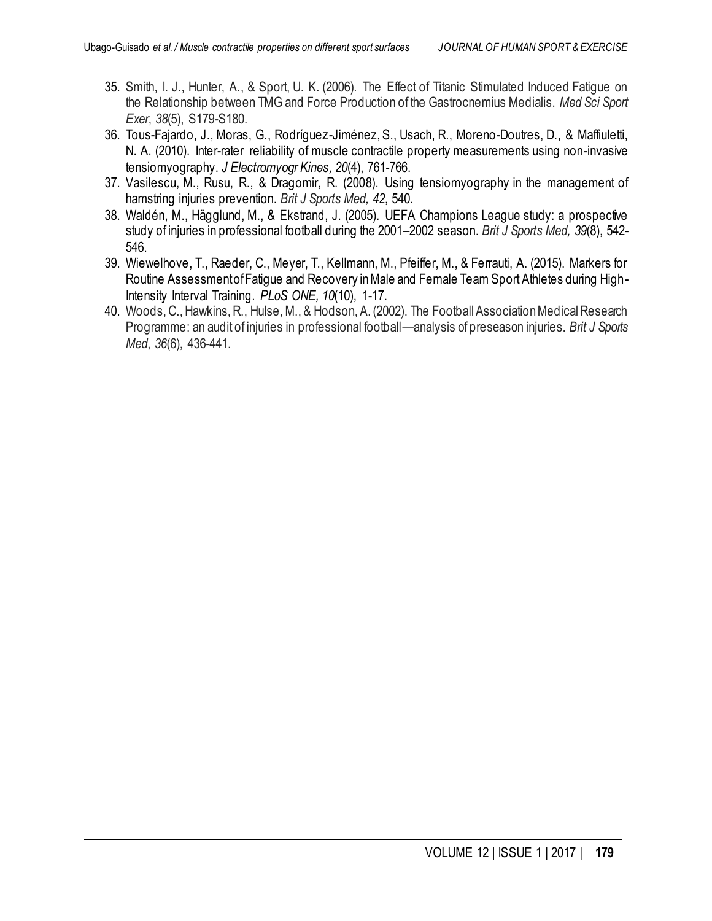35. Smith, I. J., Hunter, A., & Sport, U. K. (2006). The Effect of Titanic Stimulated Induced Fatigue on the Relationship between TMG and Force Production of the Gastrocnemius Medialis. *Med Sci Sport Exer*, *38*(5), S179-S180.
36. Tous-Fajardo, J., Moras, G., Rodríguez-Jiménez, S., Usach, R., Moreno-Doutres, D., & Maffiuletti, N. A. (2010). Inter-rater reliability of muscle contractile property measurements using non-invasive tensiomyography. *J Electromyogr Kines, 20*(4), 761-766.
37. Vasilescu, M., Rusu, R., & Dragomir, R. (2008). Using tensiomyography in the management of hamstring injuries prevention. *Brit J Sports Med, 42*, 540.
38. Waldén, M., Hägglund, M., & Ekstrand, J. (2005). UEFA Champions League study: a prospective study of injuries in professional football during the 2001–2002 season. *Brit J Sports Med, 39*(8), 542-546.
39. Wiewelhove, T., Raeder, C., Meyer, T., Kellmann, M., Pfeiffer, M., & Ferrauti, A. (2015). Markers for Routine Assessment of Fatigue and Recovery in Male and Female Team Sport Athletes during High-Intensity Interval Training. *PLoS ONE, 10*(10), 1-17.
40. Woods, C., Hawkins, R., Hulse, M., & Hodson, A. (2002). The Football Association Medical Research Programme: an audit of injuries in professional football—analysis of preseason injuries. *Brit J Sports Med*, *36*(6), 436-441.